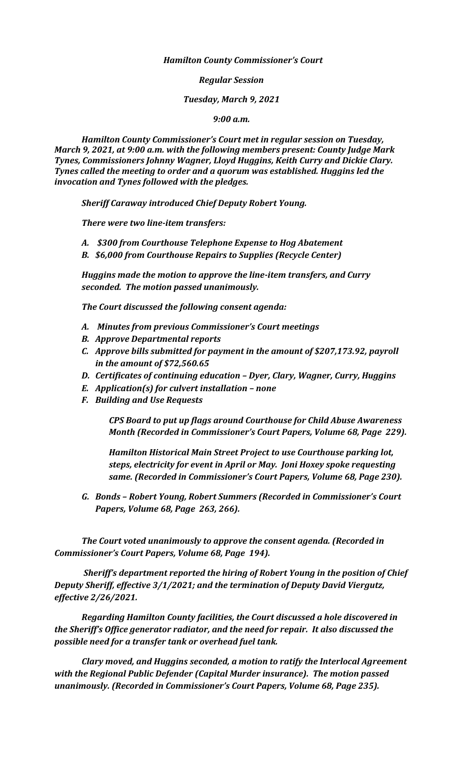***Hamilton County Commissioner's Court***

***Regular Session***

***Tuesday, March 9, 2021***

***9:00 a.m.***

***Hamilton County Commissioner's Court met in regular session on Tuesday, March 9, 2021, at 9:00 a.m. with the following members present: County Judge Mark Tynes, Commissioners Johnny Wagner, Lloyd Huggins, Keith Curry and Dickie Clary. Tynes called the meeting to order and a quorum was established. Huggins led the invocation and Tynes followed with the pledges.***

***Sheriff Caraway introduced Chief Deputy Robert Young.***

***There were two line-item transfers:***

- ***A. $300 from Courthouse Telephone Expense to Hog Abatement***
- ***B. $6,000 from Courthouse Repairs to Supplies (Recycle Center)***

***Huggins made the motion to approve the line-item transfers, and Curry seconded. The motion passed unanimously.***

***The Court discussed the following consent agenda:***

- ***A. Minutes from previous Commissioner's Court meetings***
- ***B. Approve Departmental reports***
- ***C. Approve bills submitted for payment in the amount of $207,173.92, payroll in the amount of $72,560.65***
- ***D. Certificates of continuing education – Dyer, Clary, Wagner, Curry, Huggins***
- ***E. Application(s) for culvert installation – none***
- ***F. Building and Use Requests***

    ***CPS Board to put up flags around Courthouse for Child Abuse Awareness Month (Recorded in Commissioner's Court Papers, Volume 68, Page 229).***

    ***Hamilton Historical Main Street Project to use Courthouse parking lot, steps, electricity for event in April or May. Joni Hoxey spoke requesting same. (Recorded in Commissioner's Court Papers, Volume 68, Page 230).***

- ***G. Bonds – Robert Young, Robert Summers (Recorded in Commissioner's Court Papers, Volume 68, Page 263, 266).***

***The Court voted unanimously to approve the consent agenda. (Recorded in Commissioner's Court Papers, Volume 68, Page 194).***

***Sheriff's department reported the hiring of Robert Young in the position of Chief Deputy Sheriff, effective 3/1/2021; and the termination of Deputy David Viergutz, effective 2/26/2021.***

***Regarding Hamilton County facilities, the Court discussed a hole discovered in the Sheriff's Office generator radiator, and the need for repair. It also discussed the possible need for a transfer tank or overhead fuel tank.***

***Clary moved, and Huggins seconded, a motion to ratify the Interlocal Agreement with the Regional Public Defender (Capital Murder insurance). The motion passed unanimously. (Recorded in Commissioner's Court Papers, Volume 68, Page 235).***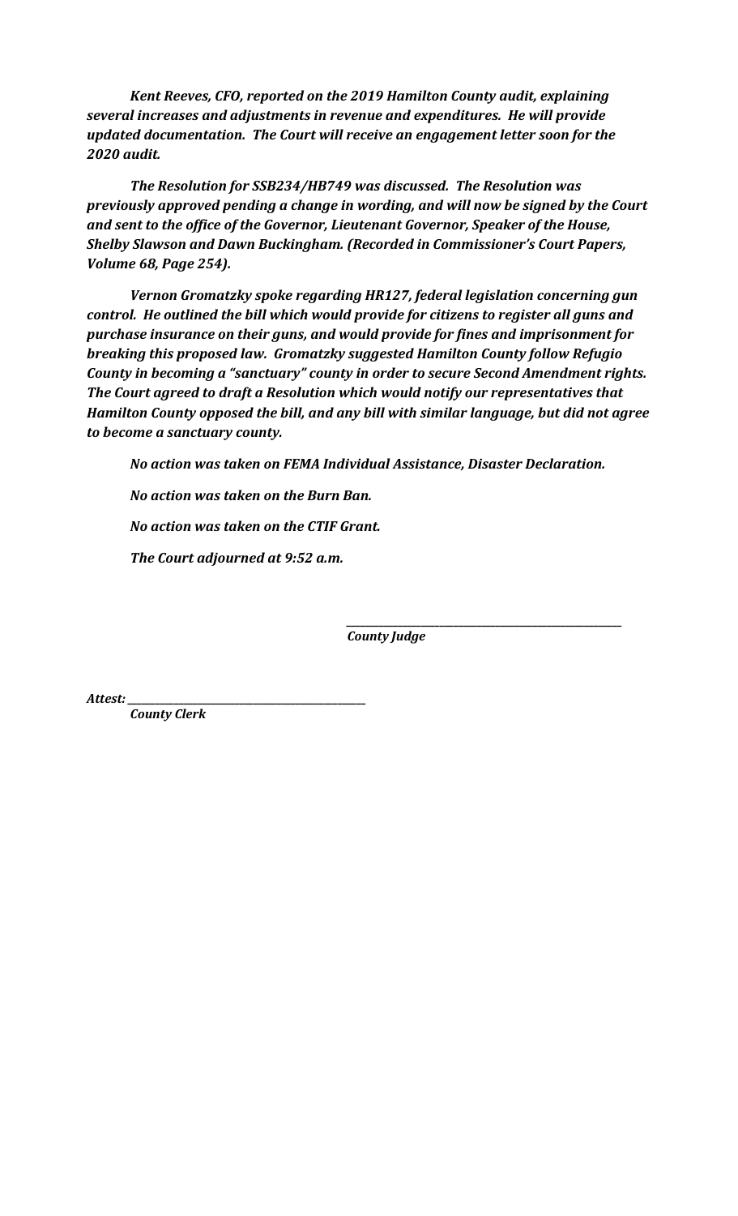*Kent Reeves, CFO, reported on the 2019 Hamilton County audit, explaining several increases and adjustments in revenue and expenditures. He will provide updated documentation. The Court will receive an engagement letter soon for the 2020 audit.*

*The Resolution for SSB234/HB749 was discussed. The Resolution was previously approved pending a change in wording, and will now be signed by the Court and sent to the office of the Governor, Lieutenant Governor, Speaker of the House, Shelby Slawson and Dawn Buckingham. (Recorded in Commissioner's Court Papers, Volume 68, Page 254).*

*Vernon Gromatzky spoke regarding HR127, federal legislation concerning gun control. He outlined the bill which would provide for citizens to register all guns and purchase insurance on their guns, and would provide for fines and imprisonment for breaking this proposed law. Gromatzky suggested Hamilton County follow Refugio County in becoming a "sanctuary" county in order to secure Second Amendment rights. The Court agreed to draft a Resolution which would notify our representatives that Hamilton County opposed the bill, and any bill with similar language, but did not agree to become a sanctuary county.*

*No action was taken on FEMA Individual Assistance, Disaster Declaration.*

*No action was taken on the Burn Ban.*

*No action was taken on the CTIF Grant.*

*The Court adjourned at 9:52 a.m.*

______________________________
*County Judge*

*Attest:* ______________________________
*County Clerk*